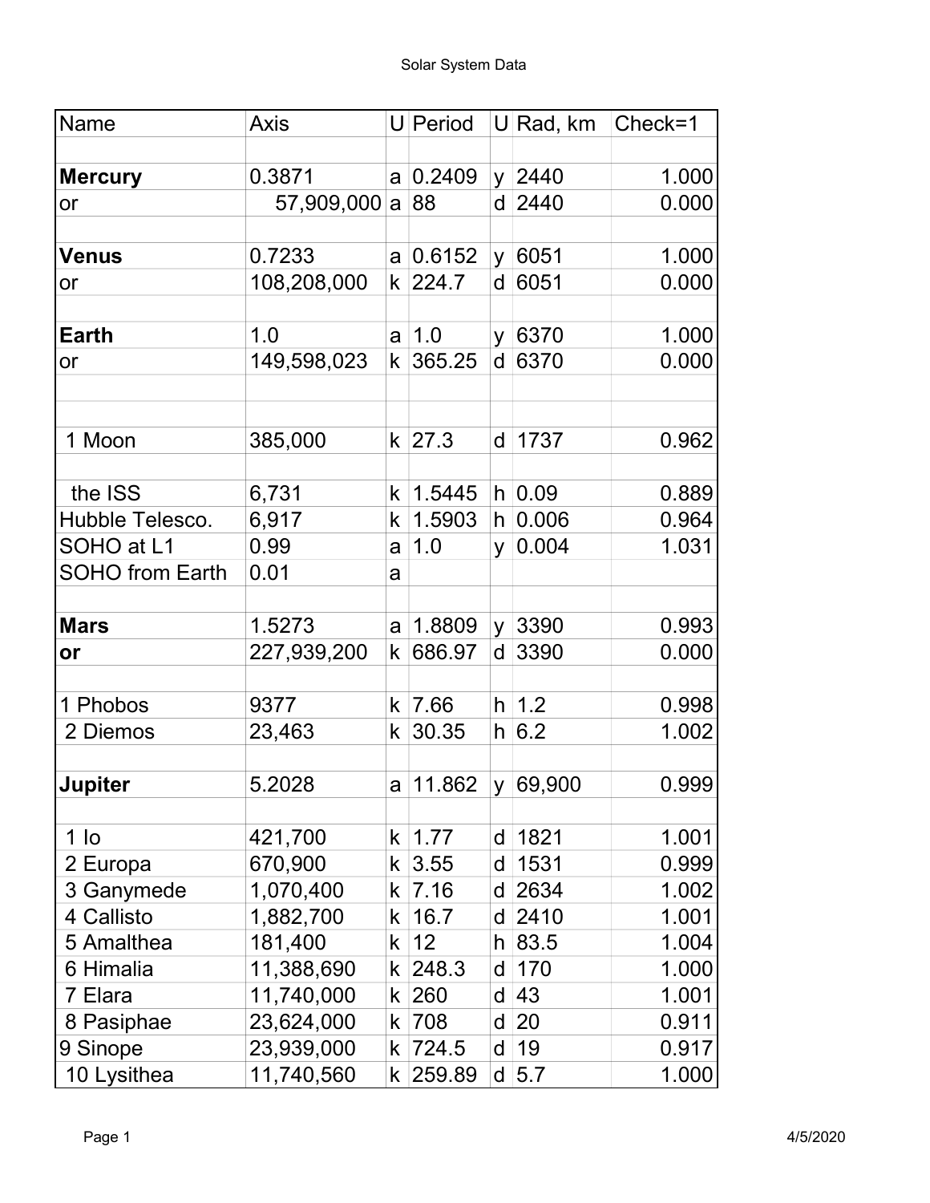| Name | Axis | U | Period | U | Rad, km | Check=1 |
|---|---|---|---|---|---|---|
| | | | | | | |
| **Mercury** | 0.3871 | a | 0.2409 | y | 2440 | 1.000 |
| or | 57,909,000 | a | 88 | d | 2440 | 0.000 |
| | | | | | | |
| **Venus** | 0.7233 | a | 0.6152 | y | 6051 | 1.000 |
| or | 108,208,000 | k | 224.7 | d | 6051 | 0.000 |
| | | | | | | |
| **Earth** | 1.0 | a | 1.0 | y | 6370 | 1.000 |
| or | 149,598,023 | k | 365.25 | d | 6370 | 0.000 |
| | | | | | | |
| | | | | | | |
| 1 Moon | 385,000 | k | 27.3 | d | 1737 | 0.962 |
| | | | | | | |
| the ISS | 6,731 | k | 1.5445 | h | 0.09 | 0.889 |
| Hubble Telesco. | 6,917 | k | 1.5903 | h | 0.006 | 0.964 |
| SOHO at L1 | 0.99 | a | 1.0 | y | 0.004 | 1.031 |
| SOHO from Earth | 0.01 | a | | | | |
| | | | | | | |
| **Mars** | 1.5273 | a | 1.8809 | y | 3390 | 0.993 |
| **or** | 227,939,200 | k | 686.97 | d | 3390 | 0.000 |
| | | | | | | |
| 1 Phobos | 9377 | k | 7.66 | h | 1.2 | 0.998 |
| 2 Diemos | 23,463 | k | 30.35 | h | 6.2 | 1.002 |
| | | | | | | |
| **Jupiter** | 5.2028 | a | 11.862 | y | 69,900 | 0.999 |
| | | | | | | |
| 1 Io | 421,700 | k | 1.77 | d | 1821 | 1.001 |
| 2 Europa | 670,900 | k | 3.55 | d | 1531 | 0.999 |
| 3 Ganymede | 1,070,400 | k | 7.16 | d | 2634 | 1.002 |
| 4 Callisto | 1,882,700 | k | 16.7 | d | 2410 | 1.001 |
| 5 Amalthea | 181,400 | k | 12 | h | 83.5 | 1.004 |
| 6 Himalia | 11,388,690 | k | 248.3 | d | 170 | 1.000 |
| 7 Elara | 11,740,000 | k | 260 | d | 43 | 1.001 |
| 8 Pasiphae | 23,624,000 | k | 708 | d | 20 | 0.911 |
| 9 Sinope | 23,939,000 | k | 724.5 | d | 19 | 0.917 |
| 10 Lysithea | 11,740,560 | k | 259.89 | d | 5.7 | 1.000 |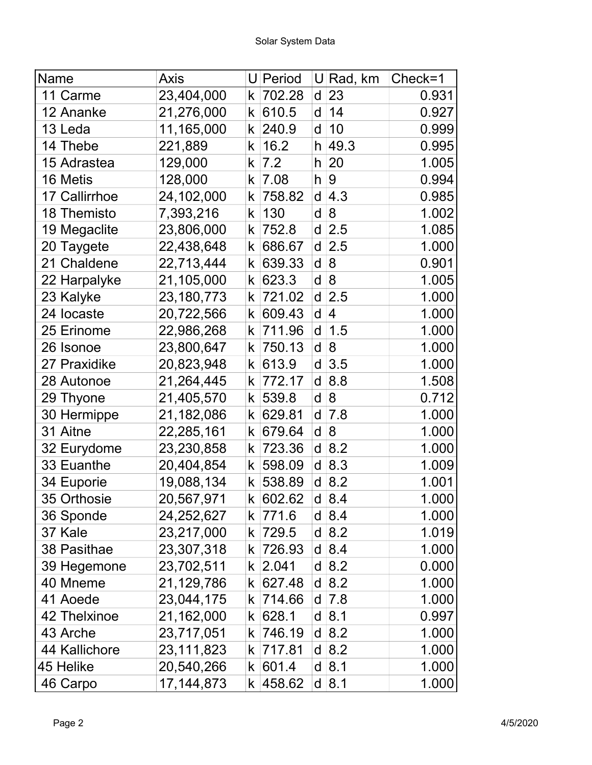| Name | Axis | U | Period | U | Rad, km | Check=1 |
|---|---|---|---|---|---|---|
| 11 Carme | 23,404,000 | k | 702.28 | d | 23 | 0.931 |
| 12 Ananke | 21,276,000 | k | 610.5 | d | 14 | 0.927 |
| 13 Leda | 11,165,000 | k | 240.9 | d | 10 | 0.999 |
| 14 Thebe | 221,889 | k | 16.2 | h | 49.3 | 0.995 |
| 15 Adrastea | 129,000 | k | 7.2 | h | 20 | 1.005 |
| 16 Metis | 128,000 | k | 7.08 | h | 9 | 0.994 |
| 17 Callirrhoe | 24,102,000 | k | 758.82 | d | 4.3 | 0.985 |
| 18 Themisto | 7,393,216 | k | 130 | d | 8 | 1.002 |
| 19 Megaclite | 23,806,000 | k | 752.8 | d | 2.5 | 1.085 |
| 20 Taygete | 22,438,648 | k | 686.67 | d | 2.5 | 1.000 |
| 21 Chaldene | 22,713,444 | k | 639.33 | d | 8 | 0.901 |
| 22 Harpalyke | 21,105,000 | k | 623.3 | d | 8 | 1.005 |
| 23 Kalyke | 23,180,773 | k | 721.02 | d | 2.5 | 1.000 |
| 24 Iocaste | 20,722,566 | k | 609.43 | d | 4 | 1.000 |
| 25 Erinome | 22,986,268 | k | 711.96 | d | 1.5 | 1.000 |
| 26 Isonoe | 23,800,647 | k | 750.13 | d | 8 | 1.000 |
| 27 Praxidike | 20,823,948 | k | 613.9 | d | 3.5 | 1.000 |
| 28 Autonoe | 21,264,445 | k | 772.17 | d | 8.8 | 1.508 |
| 29 Thyone | 21,405,570 | k | 539.8 | d | 8 | 0.712 |
| 30 Hermippe | 21,182,086 | k | 629.81 | d | 7.8 | 1.000 |
| 31 Aitne | 22,285,161 | k | 679.64 | d | 8 | 1.000 |
| 32 Eurydome | 23,230,858 | k | 723.36 | d | 8.2 | 1.000 |
| 33 Euanthe | 20,404,854 | k | 598.09 | d | 8.3 | 1.009 |
| 34 Euporie | 19,088,134 | k | 538.89 | d | 8.2 | 1.001 |
| 35 Orthosie | 20,567,971 | k | 602.62 | d | 8.4 | 1.000 |
| 36 Sponde | 24,252,627 | k | 771.6 | d | 8.4 | 1.000 |
| 37 Kale | 23,217,000 | k | 729.5 | d | 8.2 | 1.019 |
| 38 Pasithae | 23,307,318 | k | 726.93 | d | 8.4 | 1.000 |
| 39 Hegemone | 23,702,511 | k | 2.041 | d | 8.2 | 0.000 |
| 40 Mneme | 21,129,786 | k | 627.48 | d | 8.2 | 1.000 |
| 41 Aoede | 23,044,175 | k | 714.66 | d | 7.8 | 1.000 |
| 42 Thelxinoe | 21,162,000 | k | 628.1 | d | 8.1 | 0.997 |
| 43 Arche | 23,717,051 | k | 746.19 | d | 8.2 | 1.000 |
| 44 Kallichore | 23,111,823 | k | 717.81 | d | 8.2 | 1.000 |
| 45 Helike | 20,540,266 | k | 601.4 | d | 8.1 | 1.000 |
| 46 Carpo | 17,144,873 | k | 458.62 | d | 8.1 | 1.000 |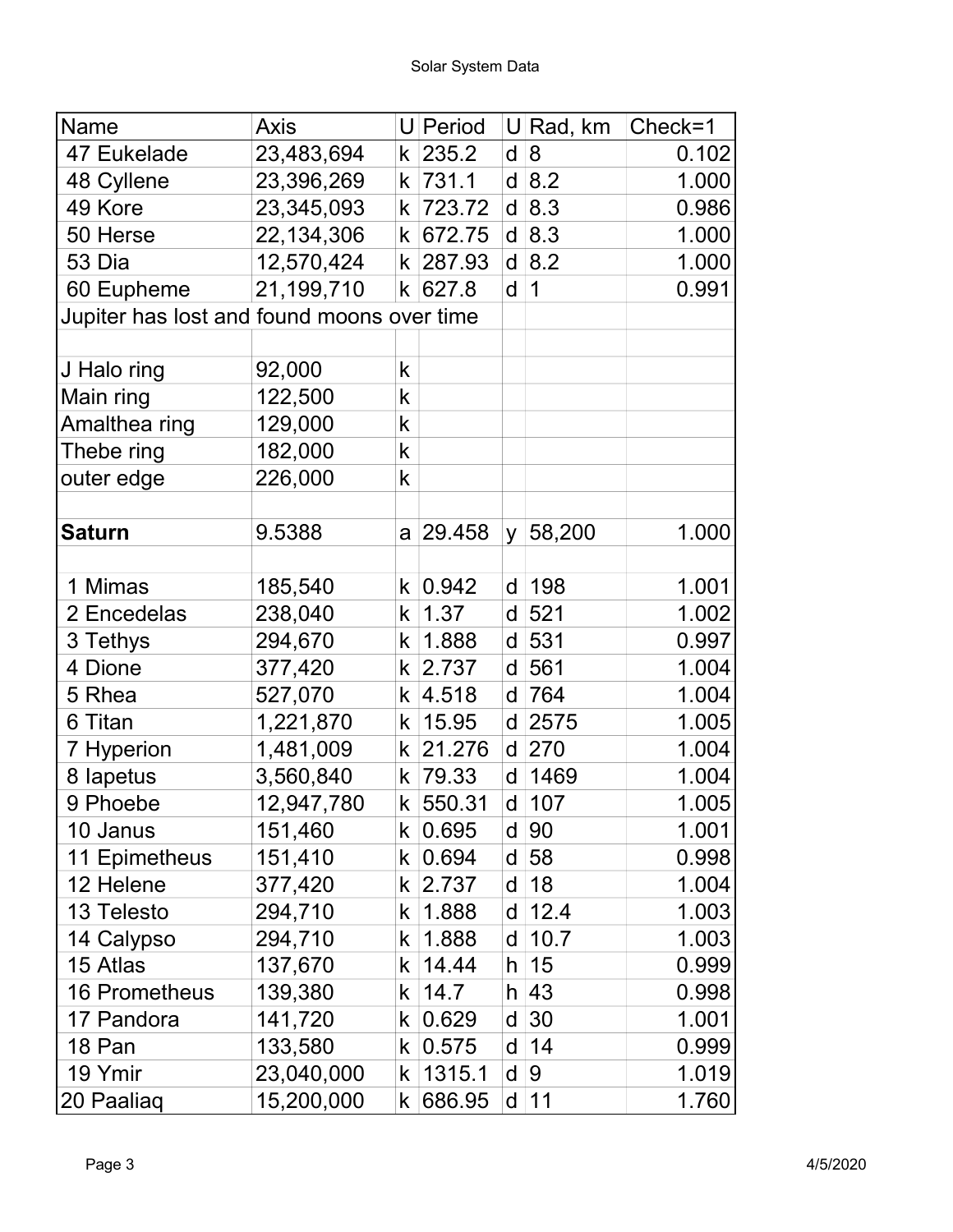| Name | Axis | U | Period | U | Rad, km | Check=1 |
|---|---|---|---|---|---|---|
| 47 Eukelade | 23,483,694 | k | 235.2 | d | 8 | 0.102 |
| 48 Cyllene | 23,396,269 | k | 731.1 | d | 8.2 | 1.000 |
| 49 Kore | 23,345,093 | k | 723.72 | d | 8.3 | 0.986 |
| 50 Herse | 22,134,306 | k | 672.75 | d | 8.3 | 1.000 |
| 53 Dia | 12,570,424 | k | 287.93 | d | 8.2 | 1.000 |
| 60 Eupheme | 21,199,710 | k | 627.8 | d | 1 | 0.991 |
| Jupiter has lost and found moons over time | | | | | | |
| | | | | | | |
| J Halo ring | 92,000 | k | | | | |
| Main ring | 122,500 | k | | | | |
| Amalthea ring | 129,000 | k | | | | |
| Thebe ring | 182,000 | k | | | | |
| outer edge | 226,000 | k | | | | |
| | | | | | | |
| **Saturn** | 9.5388 | a | 29.458 | y | 58,200 | 1.000 |
| | | | | | | |
| 1 Mimas | 185,540 | k | 0.942 | d | 198 | 1.001 |
| 2 Encedelas | 238,040 | k | 1.37 | d | 521 | 1.002 |
| 3 Tethys | 294,670 | k | 1.888 | d | 531 | 0.997 |
| 4 Dione | 377,420 | k | 2.737 | d | 561 | 1.004 |
| 5 Rhea | 527,070 | k | 4.518 | d | 764 | 1.004 |
| 6 Titan | 1,221,870 | k | 15.95 | d | 2575 | 1.005 |
| 7 Hyperion | 1,481,009 | k | 21.276 | d | 270 | 1.004 |
| 8 Iapetus | 3,560,840 | k | 79.33 | d | 1469 | 1.004 |
| 9 Phoebe | 12,947,780 | k | 550.31 | d | 107 | 1.005 |
| 10 Janus | 151,460 | k | 0.695 | d | 90 | 1.001 |
| 11 Epimetheus | 151,410 | k | 0.694 | d | 58 | 0.998 |
| 12 Helene | 377,420 | k | 2.737 | d | 18 | 1.004 |
| 13 Telesto | 294,710 | k | 1.888 | d | 12.4 | 1.003 |
| 14 Calypso | 294,710 | k | 1.888 | d | 10.7 | 1.003 |
| 15 Atlas | 137,670 | k | 14.44 | h | 15 | 0.999 |
| 16 Prometheus | 139,380 | k | 14.7 | h | 43 | 0.998 |
| 17 Pandora | 141,720 | k | 0.629 | d | 30 | 1.001 |
| 18 Pan | 133,580 | k | 0.575 | d | 14 | 0.999 |
| 19 Ymir | 23,040,000 | k | 1315.1 | d | 9 | 1.019 |
| 20 Paaliaq | 15,200,000 | k | 686.95 | d | 11 | 1.760 |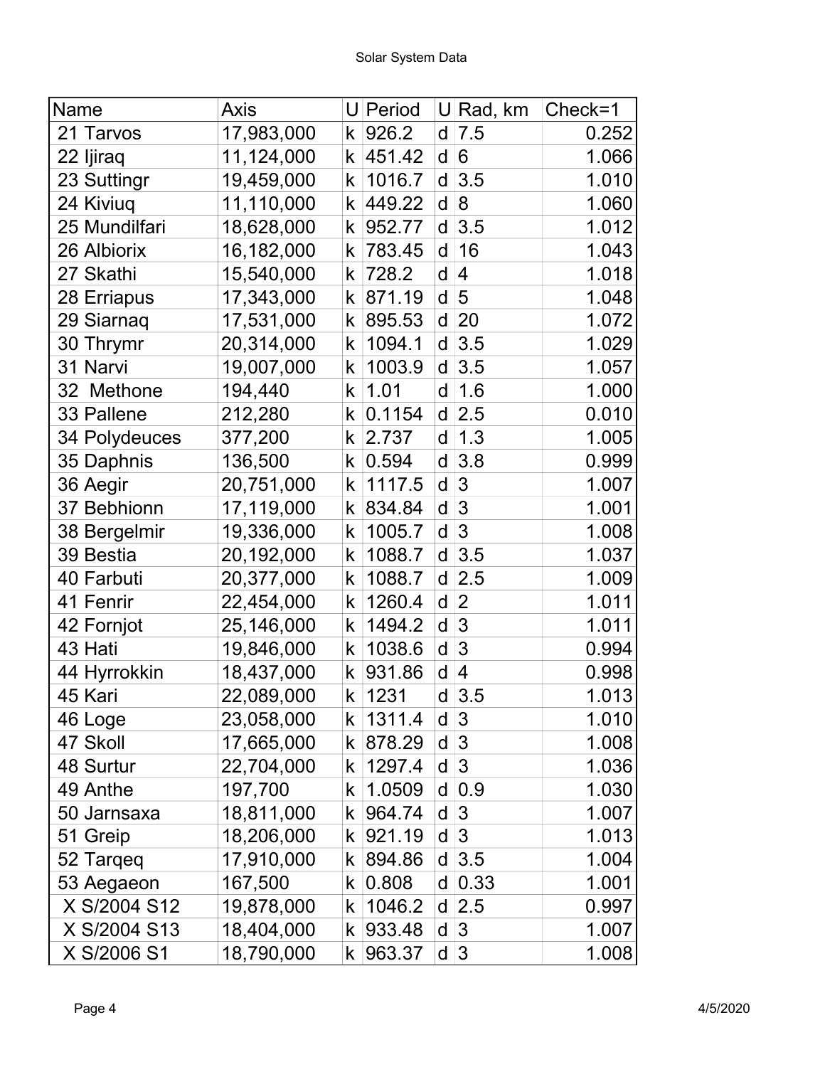| Name | Axis | U | Period | U | Rad, km | Check=1 |
|---|---|---|---|---|---|---|
| 21 Tarvos | 17,983,000 | k | 926.2 | d | 7.5 | 0.252 |
| 22 Ijiraq | 11,124,000 | k | 451.42 | d | 6 | 1.066 |
| 23 Suttingr | 19,459,000 | k | 1016.7 | d | 3.5 | 1.010 |
| 24 Kiviuq | 11,110,000 | k | 449.22 | d | 8 | 1.060 |
| 25 Mundilfari | 18,628,000 | k | 952.77 | d | 3.5 | 1.012 |
| 26 Albiorix | 16,182,000 | k | 783.45 | d | 16 | 1.043 |
| 27 Skathi | 15,540,000 | k | 728.2 | d | 4 | 1.018 |
| 28 Erriapus | 17,343,000 | k | 871.19 | d | 5 | 1.048 |
| 29 Siarnaq | 17,531,000 | k | 895.53 | d | 20 | 1.072 |
| 30 Thrymr | 20,314,000 | k | 1094.1 | d | 3.5 | 1.029 |
| 31 Narvi | 19,007,000 | k | 1003.9 | d | 3.5 | 1.057 |
| 32 Methone | 194,440 | k | 1.01 | d | 1.6 | 1.000 |
| 33 Pallene | 212,280 | k | 0.1154 | d | 2.5 | 0.010 |
| 34 Polydeuces | 377,200 | k | 2.737 | d | 1.3 | 1.005 |
| 35 Daphnis | 136,500 | k | 0.594 | d | 3.8 | 0.999 |
| 36 Aegir | 20,751,000 | k | 1117.5 | d | 3 | 1.007 |
| 37 Bebhionn | 17,119,000 | k | 834.84 | d | 3 | 1.001 |
| 38 Bergelmir | 19,336,000 | k | 1005.7 | d | 3 | 1.008 |
| 39 Bestia | 20,192,000 | k | 1088.7 | d | 3.5 | 1.037 |
| 40 Farbuti | 20,377,000 | k | 1088.7 | d | 2.5 | 1.009 |
| 41 Fenrir | 22,454,000 | k | 1260.4 | d | 2 | 1.011 |
| 42 Fornjot | 25,146,000 | k | 1494.2 | d | 3 | 1.011 |
| 43 Hati | 19,846,000 | k | 1038.6 | d | 3 | 0.994 |
| 44 Hyrrokkin | 18,437,000 | k | 931.86 | d | 4 | 0.998 |
| 45 Kari | 22,089,000 | k | 1231 | d | 3.5 | 1.013 |
| 46 Loge | 23,058,000 | k | 1311.4 | d | 3 | 1.010 |
| 47 Skoll | 17,665,000 | k | 878.29 | d | 3 | 1.008 |
| 48 Surtur | 22,704,000 | k | 1297.4 | d | 3 | 1.036 |
| 49 Anthe | 197,700 | k | 1.0509 | d | 0.9 | 1.030 |
| 50 Jarnsaxa | 18,811,000 | k | 964.74 | d | 3 | 1.007 |
| 51 Greip | 18,206,000 | k | 921.19 | d | 3 | 1.013 |
| 52 Tarqeq | 17,910,000 | k | 894.86 | d | 3.5 | 1.004 |
| 53 Aegaeon | 167,500 | k | 0.808 | d | 0.33 | 1.001 |
| X S/2004 S12 | 19,878,000 | k | 1046.2 | d | 2.5 | 0.997 |
| X S/2004 S13 | 18,404,000 | k | 933.48 | d | 3 | 1.007 |
| X S/2006 S1 | 18,790,000 | k | 963.37 | d | 3 | 1.008 |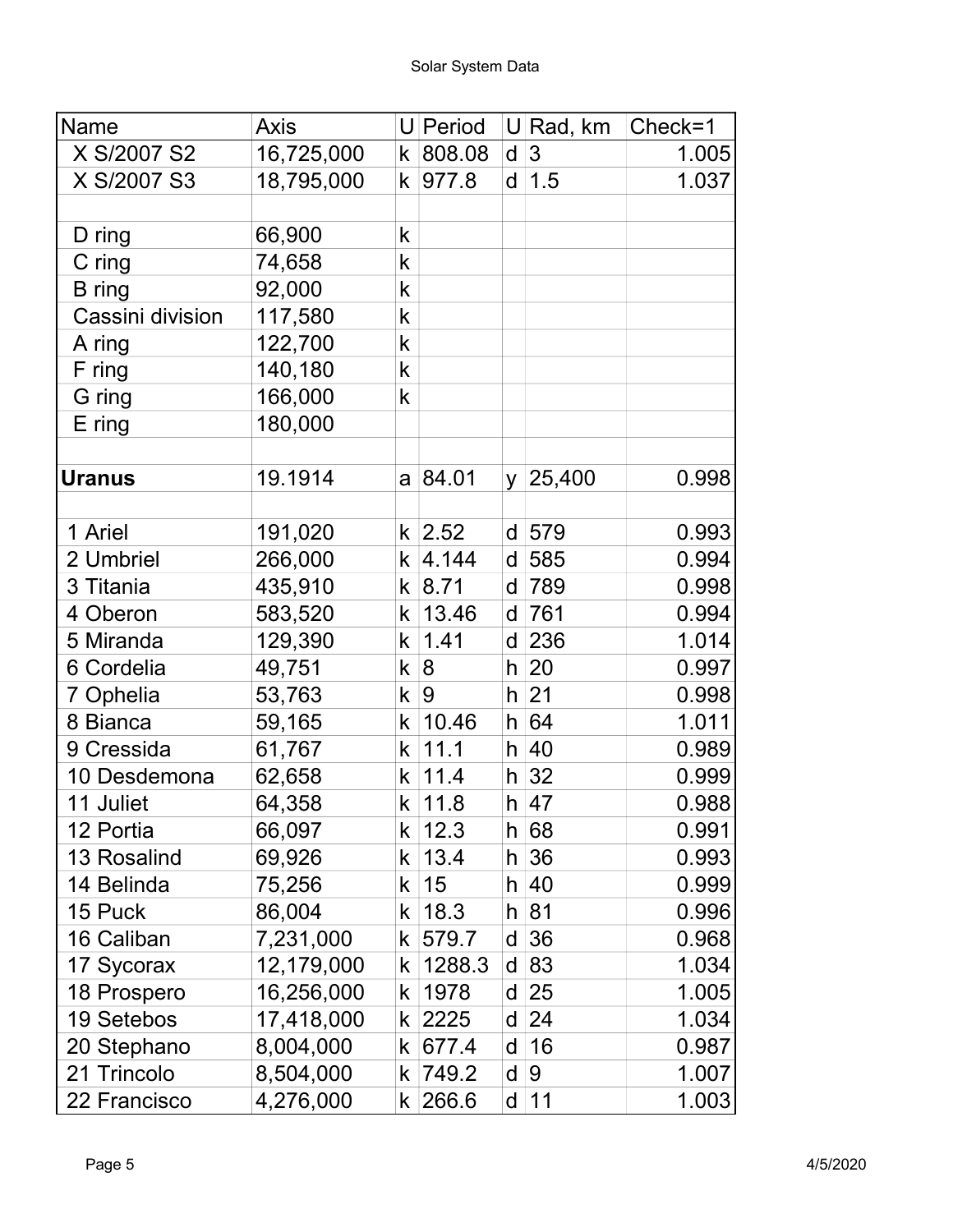| Name | Axis | U | Period | U | Rad, km | Check=1 |
|---|---|---|---|---|---|---|
| X S/2007 S2 | 16,725,000 | k | 808.08 | d | 3 | 1.005 |
| X S/2007 S3 | 18,795,000 | k | 977.8 | d | 1.5 | 1.037 |
| | | | | | | |
| D ring | 66,900 | k | | | | |
| C ring | 74,658 | k | | | | |
| B ring | 92,000 | k | | | | |
| Cassini division | 117,580 | k | | | | |
| A ring | 122,700 | k | | | | |
| F ring | 140,180 | k | | | | |
| G ring | 166,000 | k | | | | |
| E ring | 180,000 | | | | | |
| | | | | | | |
| **Uranus** | 19.1914 | a | 84.01 | y | 25,400 | 0.998 |
| | | | | | | |
| 1 Ariel | 191,020 | k | 2.52 | d | 579 | 0.993 |
| 2 Umbriel | 266,000 | k | 4.144 | d | 585 | 0.994 |
| 3 Titania | 435,910 | k | 8.71 | d | 789 | 0.998 |
| 4 Oberon | 583,520 | k | 13.46 | d | 761 | 0.994 |
| 5 Miranda | 129,390 | k | 1.41 | d | 236 | 1.014 |
| 6 Cordelia | 49,751 | k | 8 | h | 20 | 0.997 |
| 7 Ophelia | 53,763 | k | 9 | h | 21 | 0.998 |
| 8 Bianca | 59,165 | k | 10.46 | h | 64 | 1.011 |
| 9 Cressida | 61,767 | k | 11.1 | h | 40 | 0.989 |
| 10 Desdemona | 62,658 | k | 11.4 | h | 32 | 0.999 |
| 11 Juliet | 64,358 | k | 11.8 | h | 47 | 0.988 |
| 12 Portia | 66,097 | k | 12.3 | h | 68 | 0.991 |
| 13 Rosalind | 69,926 | k | 13.4 | h | 36 | 0.993 |
| 14 Belinda | 75,256 | k | 15 | h | 40 | 0.999 |
| 15 Puck | 86,004 | k | 18.3 | h | 81 | 0.996 |
| 16 Caliban | 7,231,000 | k | 579.7 | d | 36 | 0.968 |
| 17 Sycorax | 12,179,000 | k | 1288.3 | d | 83 | 1.034 |
| 18 Prospero | 16,256,000 | k | 1978 | d | 25 | 1.005 |
| 19 Setebos | 17,418,000 | k | 2225 | d | 24 | 1.034 |
| 20 Stephano | 8,004,000 | k | 677.4 | d | 16 | 0.987 |
| 21 Trincolo | 8,504,000 | k | 749.2 | d | 9 | 1.007 |
| 22 Francisco | 4,276,000 | k | 266.6 | d | 11 | 1.003 |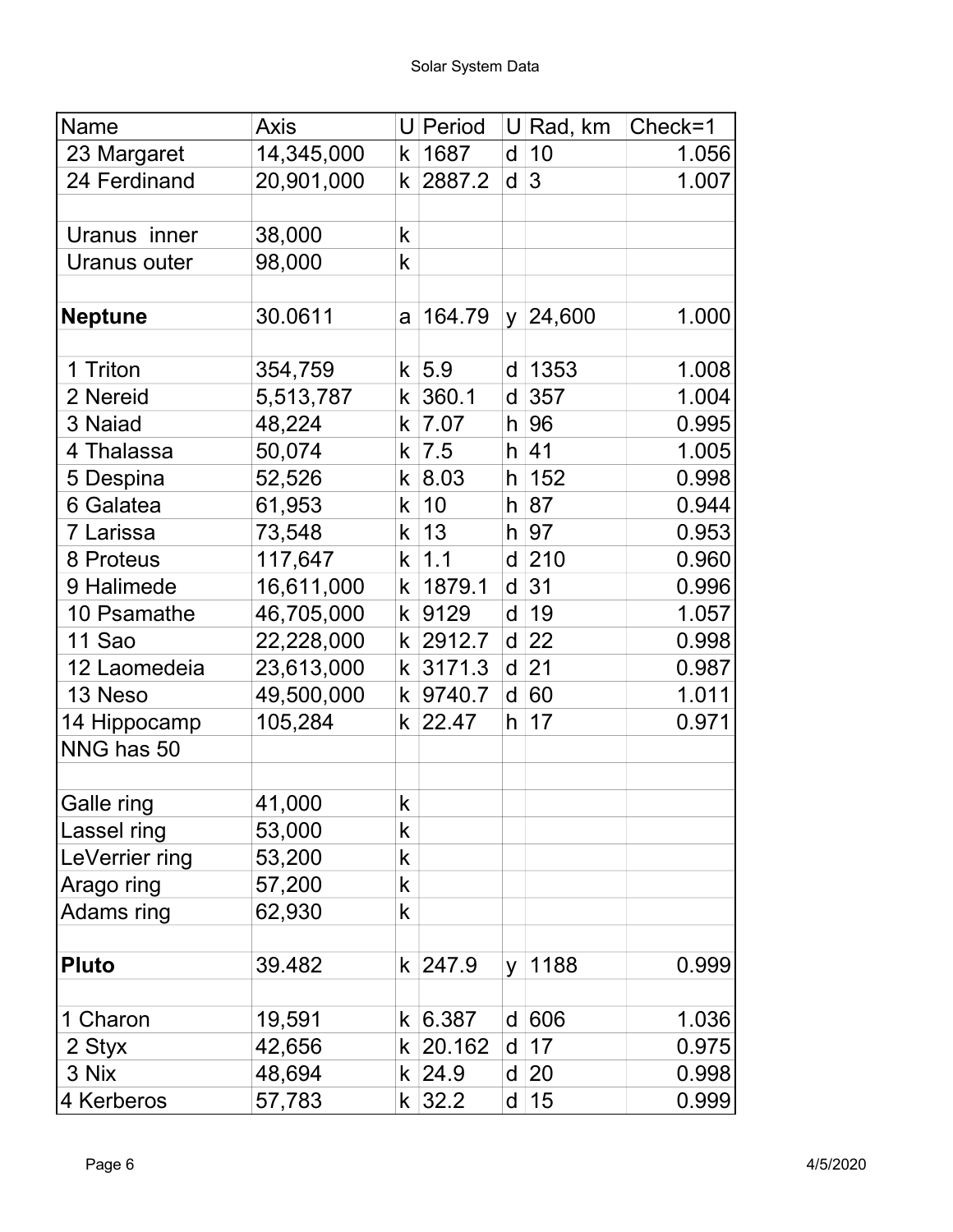| Name | Axis | U | Period | U | Rad, km | Check=1 |
|---|---|---|---|---|---|---|
| 23 Margaret | 14,345,000 | k | 1687 | d | 10 | 1.056 |
| 24 Ferdinand | 20,901,000 | k | 2887.2 | d | 3 | 1.007 |
| | | | | | | |
| Uranus inner | 38,000 | k | | | | |
| Uranus outer | 98,000 | k | | | | |
| | | | | | | |
| **Neptune** | 30.0611 | a | 164.79 | y | 24,600 | 1.000 |
| | | | | | | |
| 1 Triton | 354,759 | k | 5.9 | d | 1353 | 1.008 |
| 2 Nereid | 5,513,787 | k | 360.1 | d | 357 | 1.004 |
| 3 Naiad | 48,224 | k | 7.07 | h | 96 | 0.995 |
| 4 Thalassa | 50,074 | k | 7.5 | h | 41 | 1.005 |
| 5 Despina | 52,526 | k | 8.03 | h | 152 | 0.998 |
| 6 Galatea | 61,953 | k | 10 | h | 87 | 0.944 |
| 7 Larissa | 73,548 | k | 13 | h | 97 | 0.953 |
| 8 Proteus | 117,647 | k | 1.1 | d | 210 | 0.960 |
| 9 Halimede | 16,611,000 | k | 1879.1 | d | 31 | 0.996 |
| 10 Psamathe | 46,705,000 | k | 9129 | d | 19 | 1.057 |
| 11 Sao | 22,228,000 | k | 2912.7 | d | 22 | 0.998 |
| 12 Laomedeia | 23,613,000 | k | 3171.3 | d | 21 | 0.987 |
| 13 Neso | 49,500,000 | k | 9740.7 | d | 60 | 1.011 |
| 14 Hippocamp | 105,284 | k | 22.47 | h | 17 | 0.971 |
| NNG has 50 | | | | | | |
| | | | | | | |
| Galle ring | 41,000 | k | | | | |
| Lassel ring | 53,000 | k | | | | |
| LeVerrier ring | 53,200 | k | | | | |
| Arago ring | 57,200 | k | | | | |
| Adams ring | 62,930 | k | | | | |
| | | | | | | |
| **Pluto** | 39.482 | k | 247.9 | y | 1188 | 0.999 |
| | | | | | | |
| 1 Charon | 19,591 | k | 6.387 | d | 606 | 1.036 |
| 2 Styx | 42,656 | k | 20.162 | d | 17 | 0.975 |
| 3 Nix | 48,694 | k | 24.9 | d | 20 | 0.998 |
| 4 Kerberos | 57,783 | k | 32.2 | d | 15 | 0.999 |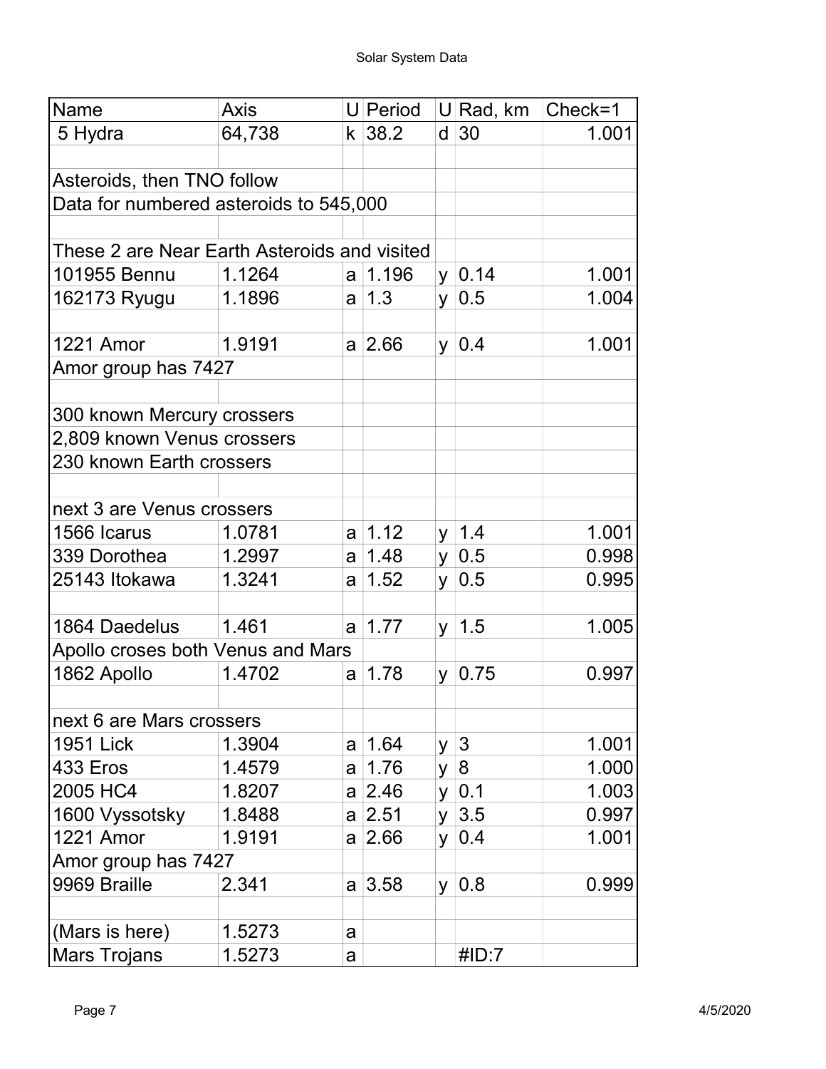| Name | Axis | U | Period | U | Rad, km | Check=1 |
|---|---|---|---|---|---|---|
| 5 Hydra | 64,738 | k | 38.2 | d | 30 | 1.001 |
| | | | | | | |
| Asteroids, then TNO follow | | | | | | |
| Data for numbered asteroids to 545,000 | | | | | | |
| | | | | | | |
| These 2 are Near Earth Asteroids and visited | | | | | | |
| 101955 Bennu | 1.1264 | a | 1.196 | y | 0.14 | 1.001 |
| 162173 Ryugu | 1.1896 | a | 1.3 | y | 0.5 | 1.004 |
| | | | | | | |
| 1221 Amor | 1.9191 | a | 2.66 | y | 0.4 | 1.001 |
| Amor group has 7427 | | | | | | |
| | | | | | | |
| 300 known Mercury crossers | | | | | | |
| 2,809 known Venus crossers | | | | | | |
| 230 known Earth crossers | | | | | | |
| | | | | | | |
| next 3 are Venus crossers | | | | | | |
| 1566 Icarus | 1.0781 | a | 1.12 | y | 1.4 | 1.001 |
| 339 Dorothea | 1.2997 | a | 1.48 | y | 0.5 | 0.998 |
| 25143 Itokawa | 1.3241 | a | 1.52 | y | 0.5 | 0.995 |
| | | | | | | |
| 1864 Daedelus | 1.461 | a | 1.77 | y | 1.5 | 1.005 |
| Apollo croses both Venus and Mars | | | | | | |
| 1862 Apollo | 1.4702 | a | 1.78 | y | 0.75 | 0.997 |
| | | | | | | |
| next 6 are Mars crossers | | | | | | |
| 1951 Lick | 1.3904 | a | 1.64 | y | 3 | 1.001 |
| 433 Eros | 1.4579 | a | 1.76 | y | 8 | 1.000 |
| 2005 HC4 | 1.8207 | a | 2.46 | y | 0.1 | 1.003 |
| 1600 Vyssotsky | 1.8488 | a | 2.51 | y | 3.5 | 0.997 |
| 1221 Amor | 1.9191 | a | 2.66 | y | 0.4 | 1.001 |
| Amor group has 7427 | | | | | | |
| 9969 Braille | 2.341 | a | 3.58 | y | 0.8 | 0.999 |
| | | | | | | |
| (Mars is here) | 1.5273 | a | | | | |
| Mars Trojans | 1.5273 | a | | | #ID:7 | |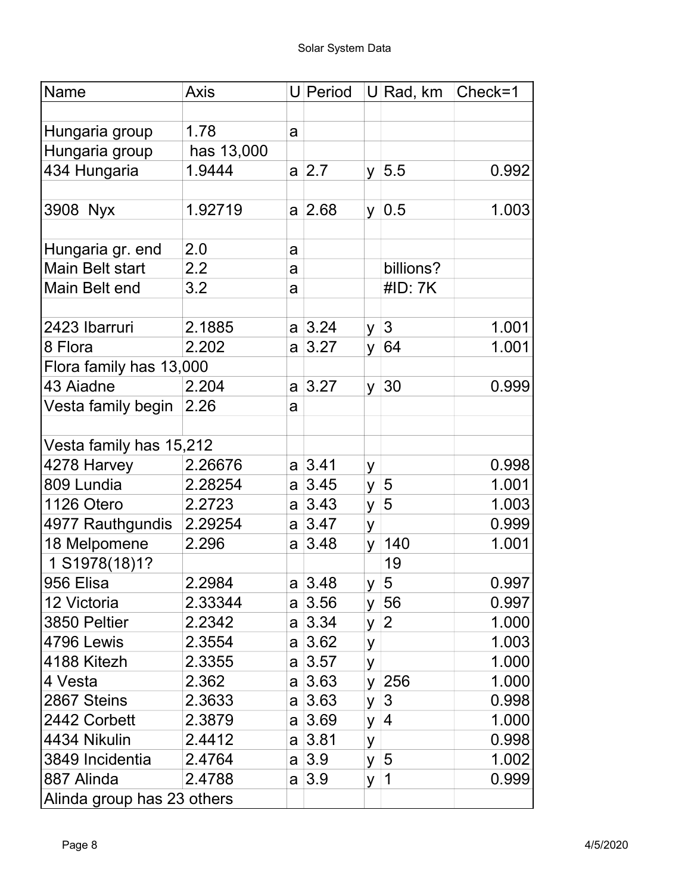Solar System Data

| Name | Axis | U | Period | U | Rad, km | Check=1 |
|---|---|---|---|---|---|---|
| | | | | | | |
| Hungaria group | 1.78 | a | | | | |
| Hungaria group | has 13,000 | | | | | |
| 434 Hungaria | 1.9444 | a | 2.7 | y | 5.5 | 0.992 |
| | | | | | | |
| 3908 Nyx | 1.92719 | a | 2.68 | y | 0.5 | 1.003 |
| | | | | | | |
| Hungaria gr. end | 2.0 | a | | | | |
| Main Belt start | 2.2 | a | | | billions? | |
| Main Belt end | 3.2 | a | | | #ID: 7K | |
| | | | | | | |
| 2423 Ibarruri | 2.1885 | a | 3.24 | y | 3 | 1.001 |
| 8 Flora | 2.202 | a | 3.27 | y | 64 | 1.001 |
| Flora family has 13,000 | | | | | | |
| 43 Aiadne | 2.204 | a | 3.27 | y | 30 | 0.999 |
| Vesta family begin | 2.26 | a | | | | |
| | | | | | | |
| Vesta family has 15,212 | | | | | | |
| 4278 Harvey | 2.26676 | a | 3.41 | y | | 0.998 |
| 809 Lundia | 2.28254 | a | 3.45 | y | 5 | 1.001 |
| 1126 Otero | 2.2723 | a | 3.43 | y | 5 | 1.003 |
| 4977 Rauthgundis | 2.29254 | a | 3.47 | y | | 0.999 |
| 18 Melpomene | 2.296 | a | 3.48 | y | 140 | 1.001 |
| 1 S1978(18)1? | | | | | 19 | |
| 956 Elisa | 2.2984 | a | 3.48 | y | 5 | 0.997 |
| 12 Victoria | 2.33344 | a | 3.56 | y | 56 | 0.997 |
| 3850 Peltier | 2.2342 | a | 3.34 | y | 2 | 1.000 |
| 4796 Lewis | 2.3554 | a | 3.62 | y | | 1.003 |
| 4188 Kitezh | 2.3355 | a | 3.57 | y | | 1.000 |
| 4 Vesta | 2.362 | a | 3.63 | y | 256 | 1.000 |
| 2867 Steins | 2.3633 | a | 3.63 | y | 3 | 0.998 |
| 2442 Corbett | 2.3879 | a | 3.69 | y | 4 | 1.000 |
| 4434 Nikulin | 2.4412 | a | 3.81 | y | | 0.998 |
| 3849 Incidentia | 2.4764 | a | 3.9 | y | 5 | 1.002 |
| 887 Alinda | 2.4788 | a | 3.9 | y | 1 | 0.999 |
| Alinda group has 23 others | | | | | | |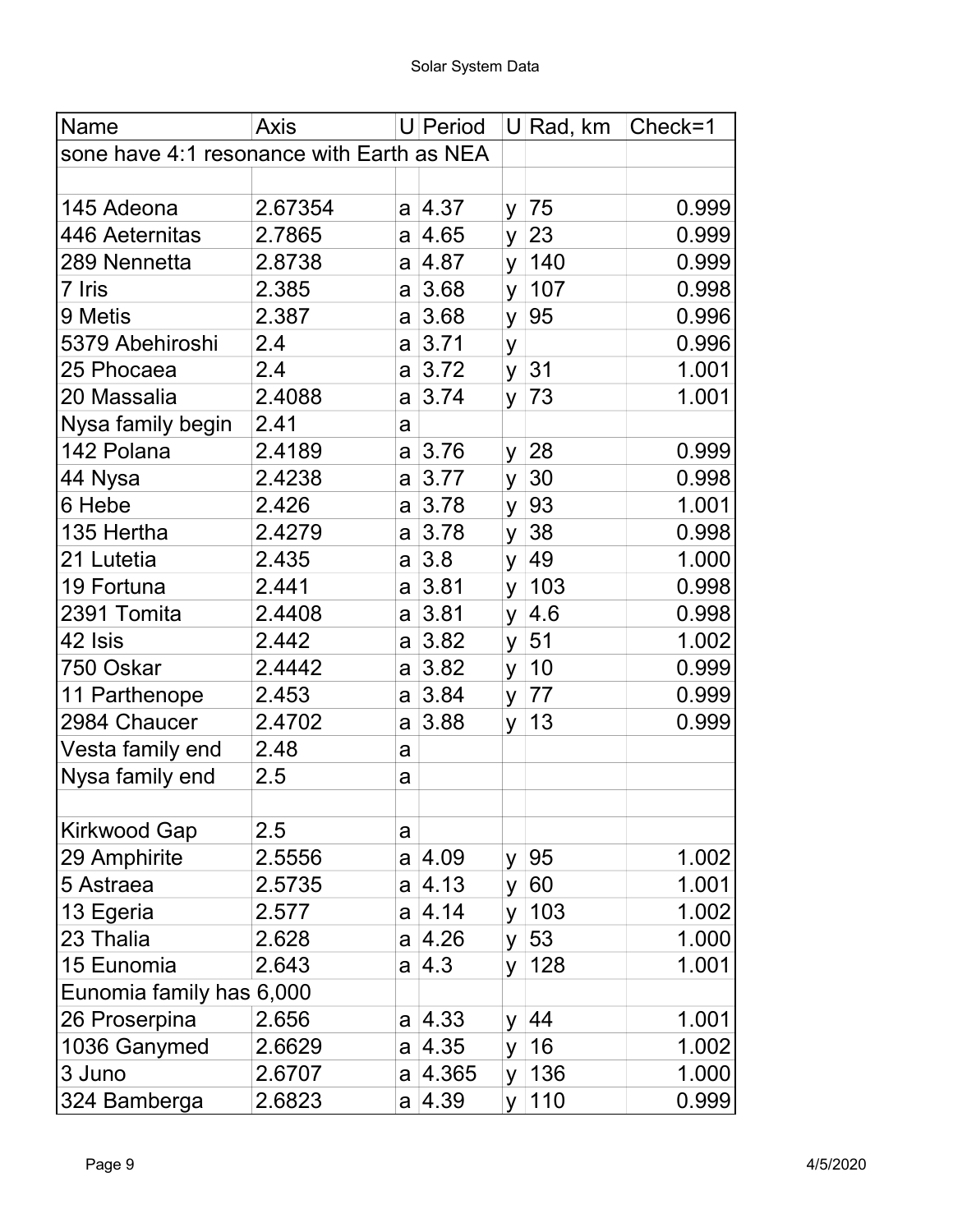| Name | Axis | U | Period | U | Rad, km | Check=1 |
|---|---|---|---|---|---|---|
| sone have 4:1 resonance with Earth as NEA | | | | | | |
| | | | | | | |
| 145 Adeona | 2.67354 | a | 4.37 | y | 75 | 0.999 |
| 446 Aeternitas | 2.7865 | a | 4.65 | y | 23 | 0.999 |
| 289 Nennetta | 2.8738 | a | 4.87 | y | 140 | 0.999 |
| 7 Iris | 2.385 | a | 3.68 | y | 107 | 0.998 |
| 9 Metis | 2.387 | a | 3.68 | y | 95 | 0.996 |
| 5379 Abehiroshi | 2.4 | a | 3.71 | y | | 0.996 |
| 25 Phocaea | 2.4 | a | 3.72 | y | 31 | 1.001 |
| 20 Massalia | 2.4088 | a | 3.74 | y | 73 | 1.001 |
| Nysa family begin | 2.41 | a | | | | |
| 142 Polana | 2.4189 | a | 3.76 | y | 28 | 0.999 |
| 44 Nysa | 2.4238 | a | 3.77 | y | 30 | 0.998 |
| 6 Hebe | 2.426 | a | 3.78 | y | 93 | 1.001 |
| 135 Hertha | 2.4279 | a | 3.78 | y | 38 | 0.998 |
| 21 Lutetia | 2.435 | a | 3.8 | y | 49 | 1.000 |
| 19 Fortuna | 2.441 | a | 3.81 | y | 103 | 0.998 |
| 2391 Tomita | 2.4408 | a | 3.81 | y | 4.6 | 0.998 |
| 42 Isis | 2.442 | a | 3.82 | y | 51 | 1.002 |
| 750 Oskar | 2.4442 | a | 3.82 | y | 10 | 0.999 |
| 11 Parthenope | 2.453 | a | 3.84 | y | 77 | 0.999 |
| 2984 Chaucer | 2.4702 | a | 3.88 | y | 13 | 0.999 |
| Vesta family end | 2.48 | a | | | | |
| Nysa family end | 2.5 | a | | | | |
| | | | | | | |
| Kirkwood Gap | 2.5 | a | | | | |
| 29 Amphirite | 2.5556 | a | 4.09 | y | 95 | 1.002 |
| 5 Astraea | 2.5735 | a | 4.13 | y | 60 | 1.001 |
| 13 Egeria | 2.577 | a | 4.14 | y | 103 | 1.002 |
| 23 Thalia | 2.628 | a | 4.26 | y | 53 | 1.000 |
| 15 Eunomia | 2.643 | a | 4.3 | y | 128 | 1.001 |
| Eunomia family has 6,000 | | | | | | |
| 26 Proserpina | 2.656 | a | 4.33 | y | 44 | 1.001 |
| 1036 Ganymed | 2.6629 | a | 4.35 | y | 16 | 1.002 |
| 3 Juno | 2.6707 | a | 4.365 | y | 136 | 1.000 |
| 324 Bamberga | 2.6823 | a | 4.39 | y | 110 | 0.999 |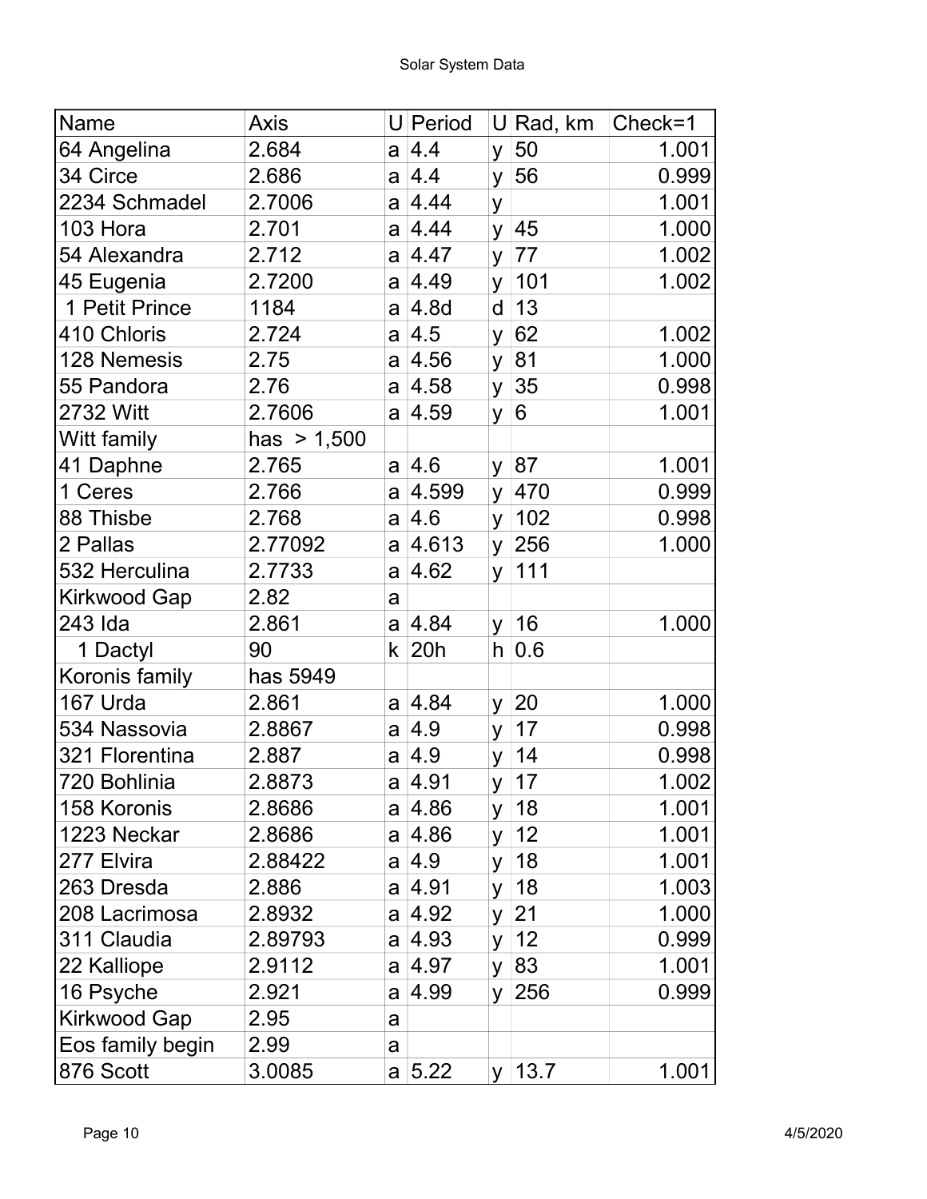Solar System Data

| Name | Axis | U | Period | U | Rad, km | Check=1 |
|---|---|---|---|---|---|---|
| 64 Angelina | 2.684 | a | 4.4 | y | 50 | 1.001 |
| 34 Circe | 2.686 | a | 4.4 | y | 56 | 0.999 |
| 2234 Schmadel | 2.7006 | a | 4.44 | y | | 1.001 |
| 103 Hora | 2.701 | a | 4.44 | y | 45 | 1.000 |
| 54 Alexandra | 2.712 | a | 4.47 | y | 77 | 1.002 |
| 45 Eugenia | 2.7200 | a | 4.49 | y | 101 | 1.002 |
| 1 Petit Prince | 1184 | a | 4.8d | d | 13 | |
| 410 Chloris | 2.724 | a | 4.5 | y | 62 | 1.002 |
| 128 Nemesis | 2.75 | a | 4.56 | y | 81 | 1.000 |
| 55 Pandora | 2.76 | a | 4.58 | y | 35 | 0.998 |
| 2732 Witt | 2.7606 | a | 4.59 | y | 6 | 1.001 |
| Witt family | has > 1,500 | | | | | |
| 41 Daphne | 2.765 | a | 4.6 | y | 87 | 1.001 |
| 1 Ceres | 2.766 | a | 4.599 | y | 470 | 0.999 |
| 88 Thisbe | 2.768 | a | 4.6 | y | 102 | 0.998 |
| 2 Pallas | 2.77092 | a | 4.613 | y | 256 | 1.000 |
| 532 Herculina | 2.7733 | a | 4.62 | y | 111 | |
| Kirkwood Gap | 2.82 | a | | | | |
| 243 Ida | 2.861 | a | 4.84 | y | 16 | 1.000 |
| 1 Dactyl | 90 | k | 20h | h | 0.6 | |
| Koronis family | has 5949 | | | | | |
| 167 Urda | 2.861 | a | 4.84 | y | 20 | 1.000 |
| 534 Nassovia | 2.8867 | a | 4.9 | y | 17 | 0.998 |
| 321 Florentina | 2.887 | a | 4.9 | y | 14 | 0.998 |
| 720 Bohlinia | 2.8873 | a | 4.91 | y | 17 | 1.002 |
| 158 Koronis | 2.8686 | a | 4.86 | y | 18 | 1.001 |
| 1223 Neckar | 2.8686 | a | 4.86 | y | 12 | 1.001 |
| 277 Elvira | 2.88422 | a | 4.9 | y | 18 | 1.001 |
| 263 Dresda | 2.886 | a | 4.91 | y | 18 | 1.003 |
| 208 Lacrimosa | 2.8932 | a | 4.92 | y | 21 | 1.000 |
| 311 Claudia | 2.89793 | a | 4.93 | y | 12 | 0.999 |
| 22 Kalliope | 2.9112 | a | 4.97 | y | 83 | 1.001 |
| 16 Psyche | 2.921 | a | 4.99 | y | 256 | 0.999 |
| Kirkwood Gap | 2.95 | a | | | | |
| Eos family begin | 2.99 | a | | | | |
| 876 Scott | 3.0085 | a | 5.22 | y | 13.7 | 1.001 |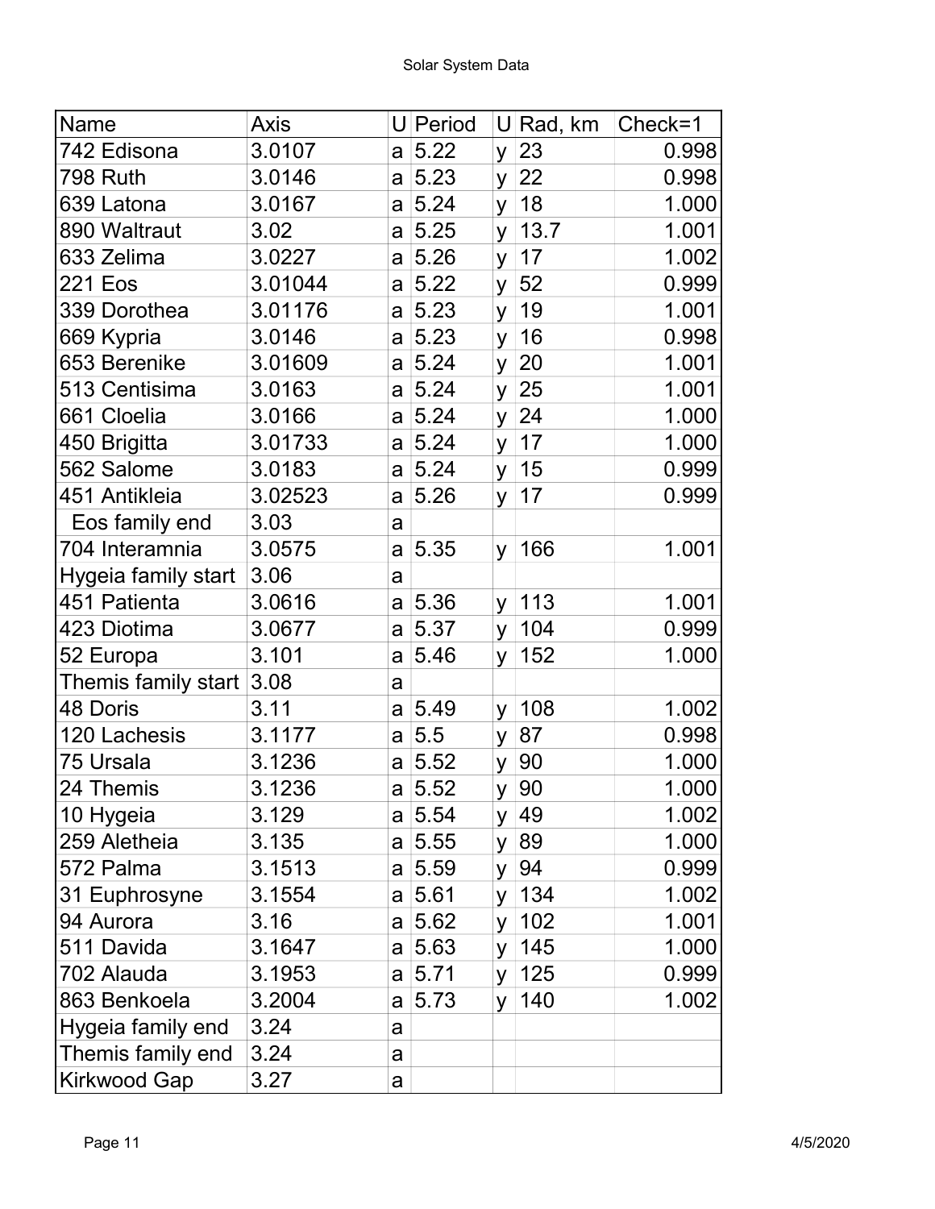Solar System Data

| Name | Axis | U | Period | U | Rad, km | Check=1 |
|---|---|---|---|---|---|---|
| 742 Edisona | 3.0107 | a | 5.22 | y | 23 | 0.998 |
| 798 Ruth | 3.0146 | a | 5.23 | y | 22 | 0.998 |
| 639 Latona | 3.0167 | a | 5.24 | y | 18 | 1.000 |
| 890 Waltraut | 3.02 | a | 5.25 | y | 13.7 | 1.001 |
| 633 Zelima | 3.0227 | a | 5.26 | y | 17 | 1.002 |
| 221 Eos | 3.01044 | a | 5.22 | y | 52 | 0.999 |
| 339 Dorothea | 3.01176 | a | 5.23 | y | 19 | 1.001 |
| 669 Kypria | 3.0146 | a | 5.23 | y | 16 | 0.998 |
| 653 Berenike | 3.01609 | a | 5.24 | y | 20 | 1.001 |
| 513 Centisima | 3.0163 | a | 5.24 | y | 25 | 1.001 |
| 661 Cloelia | 3.0166 | a | 5.24 | y | 24 | 1.000 |
| 450 Brigitta | 3.01733 | a | 5.24 | y | 17 | 1.000 |
| 562 Salome | 3.0183 | a | 5.24 | y | 15 | 0.999 |
| 451 Antikleia | 3.02523 | a | 5.26 | y | 17 | 0.999 |
| Eos family end | 3.03 | a | | | | |
| 704 Interamnia | 3.0575 | a | 5.35 | y | 166 | 1.001 |
| Hygeia family start | 3.06 | a | | | | |
| 451 Patienta | 3.0616 | a | 5.36 | y | 113 | 1.001 |
| 423 Diotima | 3.0677 | a | 5.37 | y | 104 | 0.999 |
| 52 Europa | 3.101 | a | 5.46 | y | 152 | 1.000 |
| Themis family start | 3.08 | a | | | | |
| 48 Doris | 3.11 | a | 5.49 | y | 108 | 1.002 |
| 120 Lachesis | 3.1177 | a | 5.5 | y | 87 | 0.998 |
| 75 Ursala | 3.1236 | a | 5.52 | y | 90 | 1.000 |
| 24 Themis | 3.1236 | a | 5.52 | y | 90 | 1.000 |
| 10 Hygeia | 3.129 | a | 5.54 | y | 49 | 1.002 |
| 259 Aletheia | 3.135 | a | 5.55 | y | 89 | 1.000 |
| 572 Palma | 3.1513 | a | 5.59 | y | 94 | 0.999 |
| 31 Euphrosyne | 3.1554 | a | 5.61 | y | 134 | 1.002 |
| 94 Aurora | 3.16 | a | 5.62 | y | 102 | 1.001 |
| 511 Davida | 3.1647 | a | 5.63 | y | 145 | 1.000 |
| 702 Alauda | 3.1953 | a | 5.71 | y | 125 | 0.999 |
| 863 Benkoela | 3.2004 | a | 5.73 | y | 140 | 1.002 |
| Hygeia family end | 3.24 | a | | | | |
| Themis family end | 3.24 | a | | | | |
| Kirkwood Gap | 3.27 | a | | | | |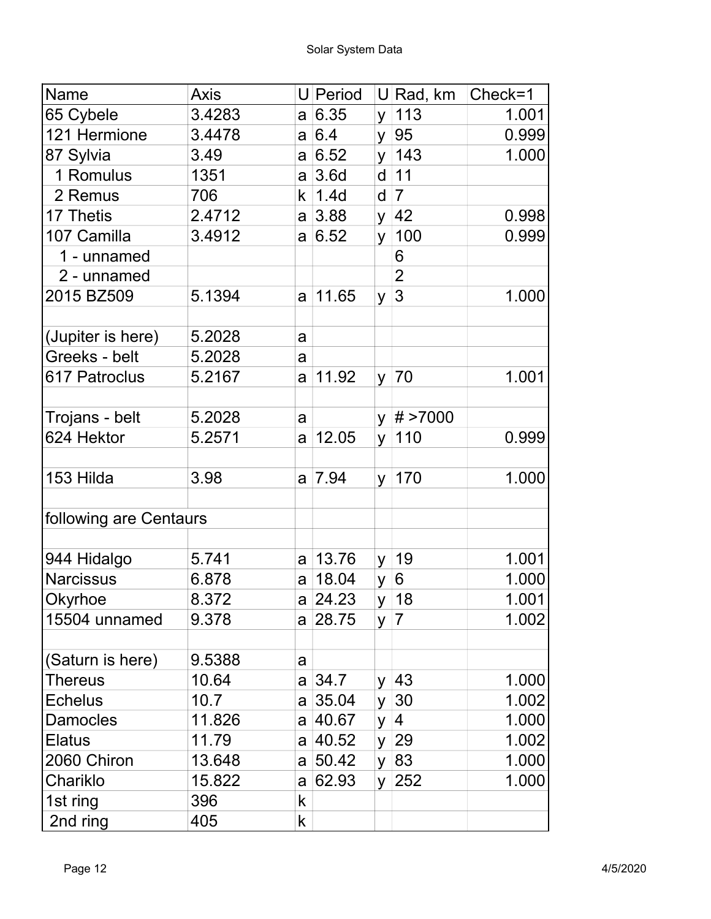Solar System Data

| Name | Axis | U | Period | U | Rad, km | Check=1 |
|---|---|---|---|---|---|---|
| 65 Cybele | 3.4283 | a | 6.35 | y | 113 | 1.001 |
| 121 Hermione | 3.4478 | a | 6.4 | y | 95 | 0.999 |
| 87 Sylvia | 3.49 | a | 6.52 | y | 143 | 1.000 |
| 1 Romulus | 1351 | a | 3.6d | d | 11 | |
| 2 Remus | 706 | k | 1.4d | d | 7 | |
| 17 Thetis | 2.4712 | a | 3.88 | y | 42 | 0.998 |
| 107 Camilla | 3.4912 | a | 6.52 | y | 100 | 0.999 |
| 1 - unnamed | | | | | 6 | |
| 2 - unnamed | | | | | 2 | |
| 2015 BZ509 | 5.1394 | a | 11.65 | y | 3 | 1.000 |
| | | | | | | |
| (Jupiter is here) | 5.2028 | a | | | | |
| Greeks - belt | 5.2028 | a | | | | |
| 617 Patroclus | 5.2167 | a | 11.92 | y | 70 | 1.001 |
| | | | | | | |
| Trojans - belt | 5.2028 | a | | y | # >7000 | |
| 624 Hektor | 5.2571 | a | 12.05 | y | 110 | 0.999 |
| | | | | | | |
| 153 Hilda | 3.98 | a | 7.94 | y | 170 | 1.000 |
| | | | | | | |
| following are Centaurs | | | | | | |
| | | | | | | |
| 944 Hidalgo | 5.741 | a | 13.76 | y | 19 | 1.001 |
| Narcissus | 6.878 | a | 18.04 | y | 6 | 1.000 |
| Okyrhoe | 8.372 | a | 24.23 | y | 18 | 1.001 |
| 15504 unnamed | 9.378 | a | 28.75 | y | 7 | 1.002 |
| | | | | | | |
| (Saturn is here) | 9.5388 | a | | | | |
| Thereus | 10.64 | a | 34.7 | y | 43 | 1.000 |
| Echelus | 10.7 | a | 35.04 | y | 30 | 1.002 |
| Damocles | 11.826 | a | 40.67 | y | 4 | 1.000 |
| Elatus | 11.79 | a | 40.52 | y | 29 | 1.002 |
| 2060 Chiron | 13.648 | a | 50.42 | y | 83 | 1.000 |
| Chariklo | 15.822 | a | 62.93 | y | 252 | 1.000 |
| 1st ring | 396 | k | | | | |
| 2nd ring | 405 | k | | | | |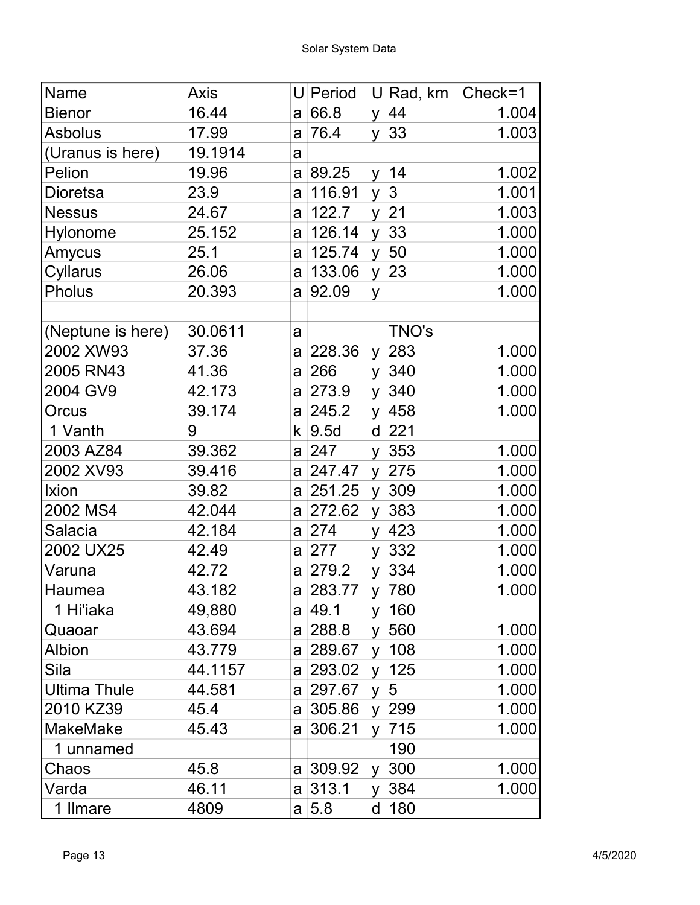Solar System Data

| Name | Axis | U | Period | U | Rad, km | Check=1 |
|---|---|---|---|---|---|---|
| Bienor | 16.44 | a | 66.8 | y | 44 | 1.004 |
| Asbolus | 17.99 | a | 76.4 | y | 33 | 1.003 |
| (Uranus is here) | 19.1914 | a | | | | |
| Pelion | 19.96 | a | 89.25 | y | 14 | 1.002 |
| Dioretsa | 23.9 | a | 116.91 | y | 3 | 1.001 |
| Nessus | 24.67 | a | 122.7 | y | 21 | 1.003 |
| Hylonome | 25.152 | a | 126.14 | y | 33 | 1.000 |
| Amycus | 25.1 | a | 125.74 | y | 50 | 1.000 |
| Cyllarus | 26.06 | a | 133.06 | y | 23 | 1.000 |
| Pholus | 20.393 | a | 92.09 | y | | 1.000 |
| | | | | | | |
| (Neptune is here) | 30.0611 | a | | | TNO's | |
| 2002 XW93 | 37.36 | a | 228.36 | y | 283 | 1.000 |
| 2005 RN43 | 41.36 | a | 266 | y | 340 | 1.000 |
| 2004 GV9 | 42.173 | a | 273.9 | y | 340 | 1.000 |
| Orcus | 39.174 | a | 245.2 | y | 458 | 1.000 |
| 1 Vanth | 9 | k | 9.5d | d | 221 | |
| 2003 AZ84 | 39.362 | a | 247 | y | 353 | 1.000 |
| 2002 XV93 | 39.416 | a | 247.47 | y | 275 | 1.000 |
| Ixion | 39.82 | a | 251.25 | y | 309 | 1.000 |
| 2002 MS4 | 42.044 | a | 272.62 | y | 383 | 1.000 |
| Salacia | 42.184 | a | 274 | y | 423 | 1.000 |
| 2002 UX25 | 42.49 | a | 277 | y | 332 | 1.000 |
| Varuna | 42.72 | a | 279.2 | y | 334 | 1.000 |
| Haumea | 43.182 | a | 283.77 | y | 780 | 1.000 |
| 1 Hi'iaka | 49,880 | a | 49.1 | y | 160 | |
| Quaoar | 43.694 | a | 288.8 | y | 560 | 1.000 |
| Albion | 43.779 | a | 289.67 | y | 108 | 1.000 |
| Sila | 44.1157 | a | 293.02 | y | 125 | 1.000 |
| Ultima Thule | 44.581 | a | 297.67 | y | 5 | 1.000 |
| 2010 KZ39 | 45.4 | a | 305.86 | y | 299 | 1.000 |
| MakeMake | 45.43 | a | 306.21 | y | 715 | 1.000 |
| 1 unnamed | | | | | 190 | |
| Chaos | 45.8 | a | 309.92 | y | 300 | 1.000 |
| Varda | 46.11 | a | 313.1 | y | 384 | 1.000 |
| 1 Ilmare | 4809 | a | 5.8 | d | 180 | |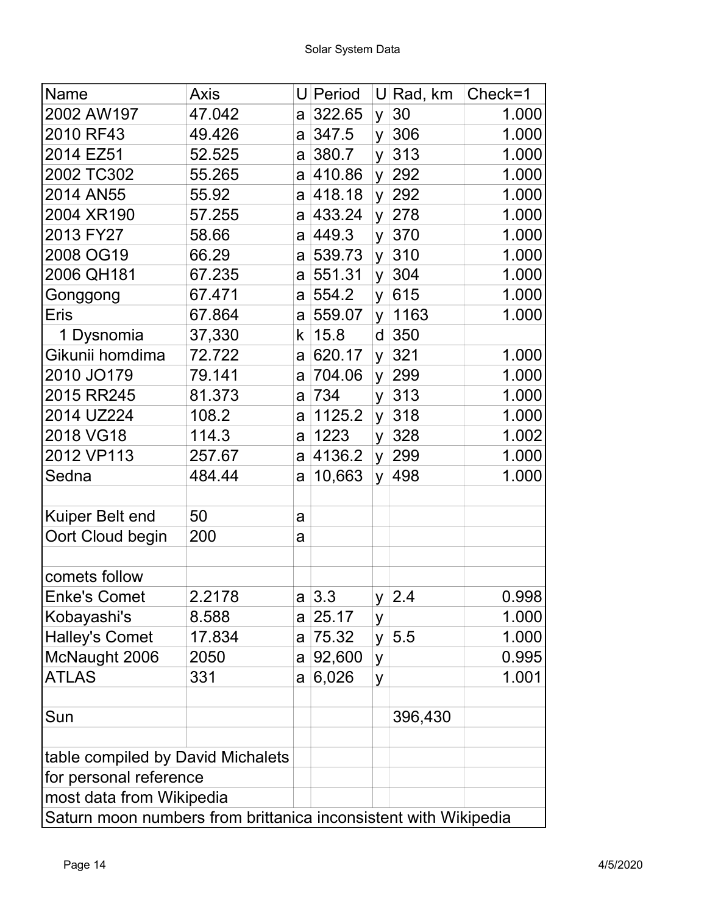Solar System Data

| Name | Axis | U | Period | U | Rad, km | Check=1 |
|---|---|---|---|---|---|---|
| 2002 AW197 | 47.042 | a | 322.65 | y | 30 | 1.000 |
| 2010 RF43 | 49.426 | a | 347.5 | y | 306 | 1.000 |
| 2014 EZ51 | 52.525 | a | 380.7 | y | 313 | 1.000 |
| 2002 TC302 | 55.265 | a | 410.86 | y | 292 | 1.000 |
| 2014 AN55 | 55.92 | a | 418.18 | y | 292 | 1.000 |
| 2004 XR190 | 57.255 | a | 433.24 | y | 278 | 1.000 |
| 2013 FY27 | 58.66 | a | 449.3 | y | 370 | 1.000 |
| 2008 OG19 | 66.29 | a | 539.73 | y | 310 | 1.000 |
| 2006 QH181 | 67.235 | a | 551.31 | y | 304 | 1.000 |
| Gonggong | 67.471 | a | 554.2 | y | 615 | 1.000 |
| Eris | 67.864 | a | 559.07 | y | 1163 | 1.000 |
| 1 Dysnomia | 37,330 | k | 15.8 | d | 350 | |
| Gikunii homdima | 72.722 | a | 620.17 | y | 321 | 1.000 |
| 2010 JO179 | 79.141 | a | 704.06 | y | 299 | 1.000 |
| 2015 RR245 | 81.373 | a | 734 | y | 313 | 1.000 |
| 2014 UZ224 | 108.2 | a | 1125.2 | y | 318 | 1.000 |
| 2018 VG18 | 114.3 | a | 1223 | y | 328 | 1.002 |
| 2012 VP113 | 257.67 | a | 4136.2 | y | 299 | 1.000 |
| Sedna | 484.44 | a | 10,663 | y | 498 | 1.000 |
| | | | | | | |
| Kuiper Belt end | 50 | a | | | | |
| Oort Cloud begin | 200 | a | | | | |
| | | | | | | |
| comets follow | | | | | | |
| Enke's Comet | 2.2178 | a | 3.3 | y | 2.4 | 0.998 |
| Kobayashi's | 8.588 | a | 25.17 | y | | 1.000 |
| Halley's Comet | 17.834 | a | 75.32 | y | 5.5 | 1.000 |
| McNaught 2006 | 2050 | a | 92,600 | y | | 0.995 |
| ATLAS | 331 | a | 6,026 | y | | 1.001 |
| | | | | | | |
| Sun | | | | | 396,430 | |
| | | | | | | |
| table compiled by David Michalets | | | | | | |
| for personal reference | | | | | | |
| most data from Wikipedia | | | | | | |
| Saturn moon numbers from brittanica inconsistent with Wikipedia | | | | | | |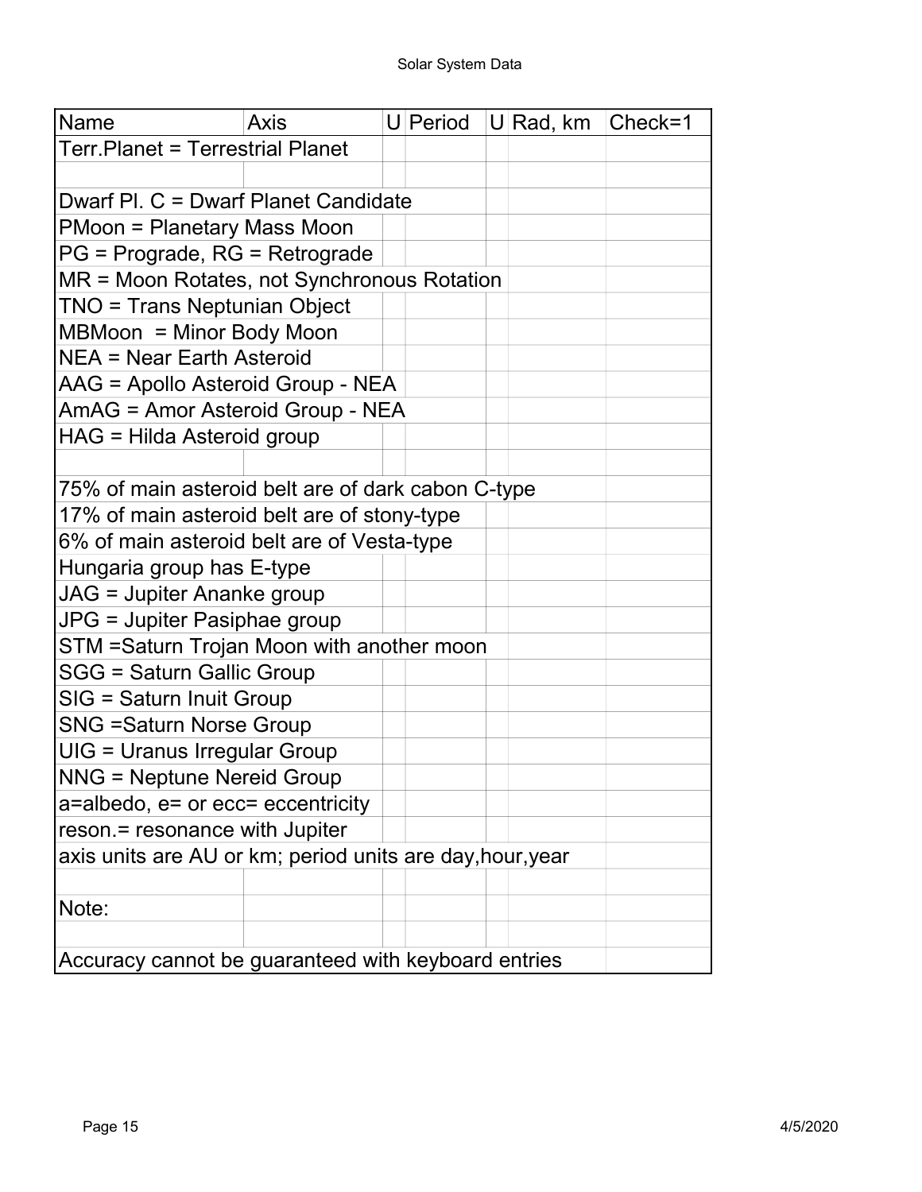| Name | Axis | U | Period | U | Rad, km | Check=1 |
|---|---|---|---|---|---|---|
| Terr.Planet = Terrestrial Planet | | | | | | |
| | | | | | | |
| Dwarf Pl. C = Dwarf Planet Candidate | | | | | | |
| PMoon = Planetary Mass Moon | | | | | | |
| PG = Prograde, RG = Retrograde | | | | | | |
| MR = Moon Rotates, not Synchronous Rotation | | | | | | |
| TNO = Trans Neptunian Object | | | | | | |
| MBMoon = Minor Body Moon | | | | | | |
| NEA = Near Earth Asteroid | | | | | | |
| AAG = Apollo Asteroid Group - NEA | | | | | | |
| AmAG = Amor Asteroid Group - NEA | | | | | | |
| HAG = Hilda Asteroid group | | | | | | |
| | | | | | | |
| 75% of main asteroid belt are of dark cabon C-type | | | | | | |
| 17% of main asteroid belt are of stony-type | | | | | | |
| 6% of main asteroid belt are of Vesta-type | | | | | | |
| Hungaria group has E-type | | | | | | |
| JAG = Jupiter Ananke group | | | | | | |
| JPG = Jupiter Pasiphae group | | | | | | |
| STM =Saturn Trojan Moon with another moon | | | | | | |
| SGG = Saturn Gallic Group | | | | | | |
| SIG = Saturn Inuit Group | | | | | | |
| SNG =Saturn Norse Group | | | | | | |
| UIG = Uranus Irregular Group | | | | | | |
| NNG = Neptune Nereid Group | | | | | | |
| a=albedo, e= or ecc= eccentricity | | | | | | |
| reson.= resonance with Jupiter | | | | | | |
| axis units are AU or km; period units are day,hour,year | | | | | | |
| | | | | | | |
| Note: | | | | | | |
| | | | | | | |
| Accuracy cannot be guaranteed with keyboard entries | | | | | | |